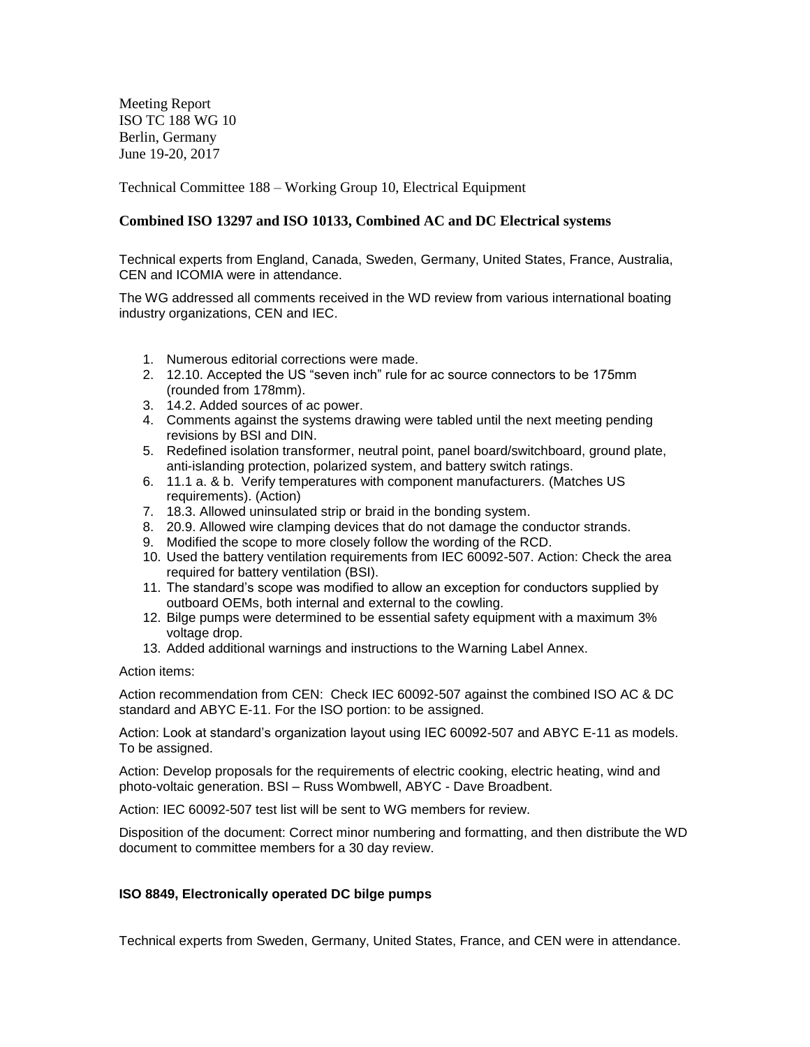Meeting Report
ISO TC 188 WG 10
Berlin, Germany
June 19-20, 2017

Technical Committee 188 – Working Group 10, Electrical Equipment

### Combined ISO 13297 and ISO 10133, Combined AC and DC Electrical systems

Technical experts from England, Canada, Sweden, Germany, United States, France, Australia, CEN and ICOMIA were in attendance.

The WG addressed all comments received in the WD review from various international boating industry organizations, CEN and IEC.

1. Numerous editorial corrections were made.
2. 12.10. Accepted the US "seven inch" rule for ac source connectors to be 175mm (rounded from 178mm).
3. 14.2. Added sources of ac power.
4. Comments against the systems drawing were tabled until the next meeting pending revisions by BSI and DIN.
5. Redefined isolation transformer, neutral point, panel board/switchboard, ground plate, anti-islanding protection, polarized system, and battery switch ratings.
6. 11.1 a. & b. Verify temperatures with component manufacturers. (Matches US requirements). (Action)
7. 18.3. Allowed uninsulated strip or braid in the bonding system.
8. 20.9. Allowed wire clamping devices that do not damage the conductor strands.
9. Modified the scope to more closely follow the wording of the RCD.
10. Used the battery ventilation requirements from IEC 60092-507. Action: Check the area required for battery ventilation (BSI).
11. The standard's scope was modified to allow an exception for conductors supplied by outboard OEMs, both internal and external to the cowling.
12. Bilge pumps were determined to be essential safety equipment with a maximum 3% voltage drop.
13. Added additional warnings and instructions to the Warning Label Annex.

Action items:

Action recommendation from CEN: Check IEC 60092-507 against the combined ISO AC & DC standard and ABYC E-11. For the ISO portion: to be assigned.

Action: Look at standard's organization layout using IEC 60092-507 and ABYC E-11 as models. To be assigned.

Action: Develop proposals for the requirements of electric cooking, electric heating, wind and photo-voltaic generation. BSI – Russ Wombwell, ABYC - Dave Broadbent.

Action: IEC 60092-507 test list will be sent to WG members for review.

Disposition of the document: Correct minor numbering and formatting, and then distribute the WD document to committee members for a 30 day review.

### ISO 8849, Electronically operated DC bilge pumps

Technical experts from Sweden, Germany, United States, France, and CEN were in attendance.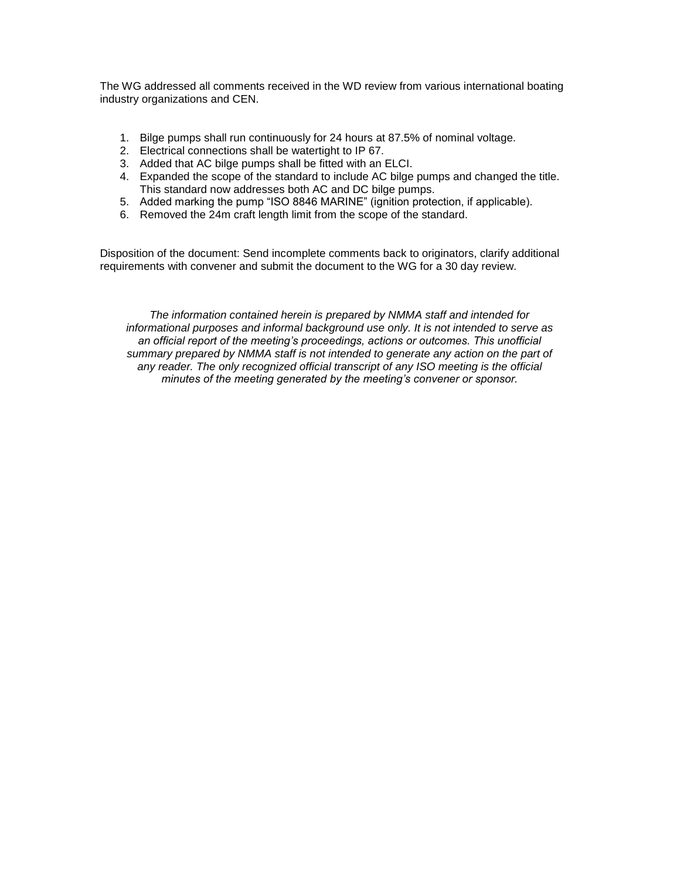The WG addressed all comments received in the WD review from various international boating industry organizations and CEN.

1. Bilge pumps shall run continuously for 24 hours at 87.5% of nominal voltage.
2. Electrical connections shall be watertight to IP 67.
3. Added that AC bilge pumps shall be fitted with an ELCI.
4. Expanded the scope of the standard to include AC bilge pumps and changed the title. This standard now addresses both AC and DC bilge pumps.
5. Added marking the pump "ISO 8846 MARINE" (ignition protection, if applicable).
6. Removed the 24m craft length limit from the scope of the standard.

Disposition of the document: Send incomplete comments back to originators, clarify additional requirements with convener and submit the document to the WG for a 30 day review.

*The information contained herein is prepared by NMMA staff and intended for informational purposes and informal background use only. It is not intended to serve as an official report of the meeting's proceedings, actions or outcomes. This unofficial summary prepared by NMMA staff is not intended to generate any action on the part of any reader. The only recognized official transcript of any ISO meeting is the official minutes of the meeting generated by the meeting's convener or sponsor.*